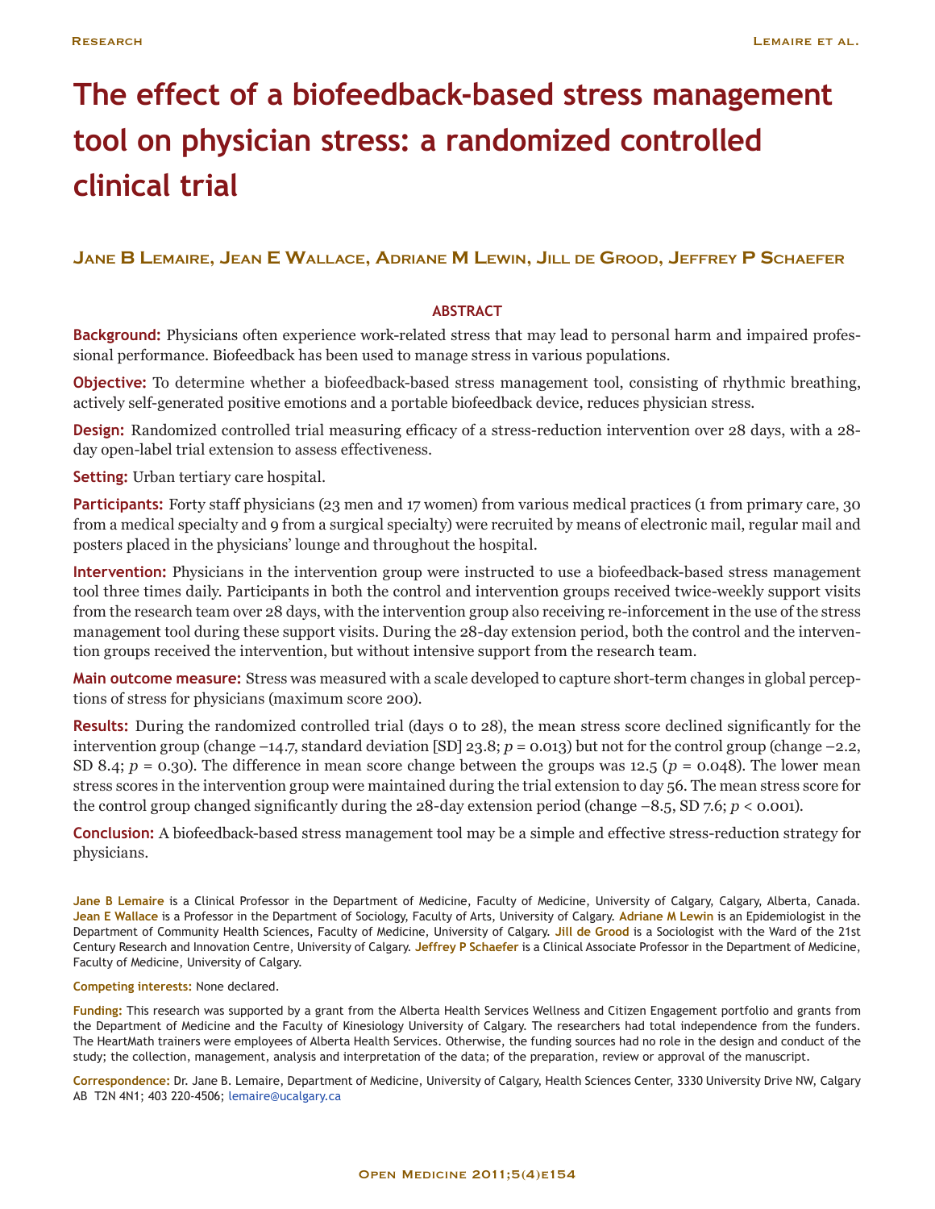# The effect of a biofeedback-based stress management tool on physician stress: a randomized controlled clinical trial

**Jane B Lemaire, Jean E Wallace, Adriane M Lewin, Jill de Grood, Jeffrey P Schaefer**

## ABSTRACT

**Background:** Physicians often experience work-related stress that may lead to personal harm and impaired professional performance. Biofeedback has been used to manage stress in various populations.

**Objective:** To determine whether a biofeedback-based stress management tool, consisting of rhythmic breathing, actively self-generated positive emotions and a portable biofeedback device, reduces physician stress.

**Design:** Randomized controlled trial measuring efficacy of a stress-reduction intervention over 28 days, with a 28-day open-label trial extension to assess effectiveness.

**Setting:** Urban tertiary care hospital.

**Participants:** Forty staff physicians (23 men and 17 women) from various medical practices (1 from primary care, 30 from a medical specialty and 9 from a surgical specialty) were recruited by means of electronic mail, regular mail and posters placed in the physicians' lounge and throughout the hospital.

**Intervention:** Physicians in the intervention group were instructed to use a biofeedback-based stress management tool three times daily. Participants in both the control and intervention groups received twice-weekly support visits from the research team over 28 days, with the intervention group also receiving re-inforcement in the use of the stress management tool during these support visits. During the 28-day extension period, both the control and the intervention groups received the intervention, but without intensive support from the research team.

**Main outcome measure:** Stress was measured with a scale developed to capture short-term changes in global perceptions of stress for physicians (maximum score 200).

**Results:** During the randomized controlled trial (days 0 to 28), the mean stress score declined significantly for the intervention group (change −14.7, standard deviation [SD] 23.8; $p = 0.013$) but not for the control group (change −2.2, SD 8.4; $p = 0.30$). The difference in mean score change between the groups was 12.5 ($p = 0.048$). The lower mean stress scores in the intervention group were maintained during the trial extension to day 56. The mean stress score for the control group changed significantly during the 28-day extension period (change −8.5, SD 7.6; $p < 0.001$).

**Conclusion:** A biofeedback-based stress management tool may be a simple and effective stress-reduction strategy for physicians.

**Jane B Lemaire** is a Clinical Professor in the Department of Medicine, Faculty of Medicine, University of Calgary, Calgary, Alberta, Canada. **Jean E Wallace** is a Professor in the Department of Sociology, Faculty of Arts, University of Calgary. **Adriane M Lewin** is an Epidemiologist in the Department of Community Health Sciences, Faculty of Medicine, University of Calgary. **Jill de Grood** is a Sociologist with the Ward of the 21st Century Research and Innovation Centre, University of Calgary. **Jeffrey P Schaefer** is a Clinical Associate Professor in the Department of Medicine, Faculty of Medicine, University of Calgary.

**Competing interests:** None declared.

**Funding:** This research was supported by a grant from the Alberta Health Services Wellness and Citizen Engagement portfolio and grants from the Department of Medicine and the Faculty of Kinesiology University of Calgary. The researchers had total independence from the funders. The HeartMath trainers were employees of Alberta Health Services. Otherwise, the funding sources had no role in the design and conduct of the study; the collection, management, analysis and interpretation of the data; of the preparation, review or approval of the manuscript.

**Correspondence:** Dr. Jane B. Lemaire, Department of Medicine, University of Calgary, Health Sciences Center, 3330 University Drive NW, Calgary AB T2N 4N1; 403 220-4506; lemaire@ucalgary.ca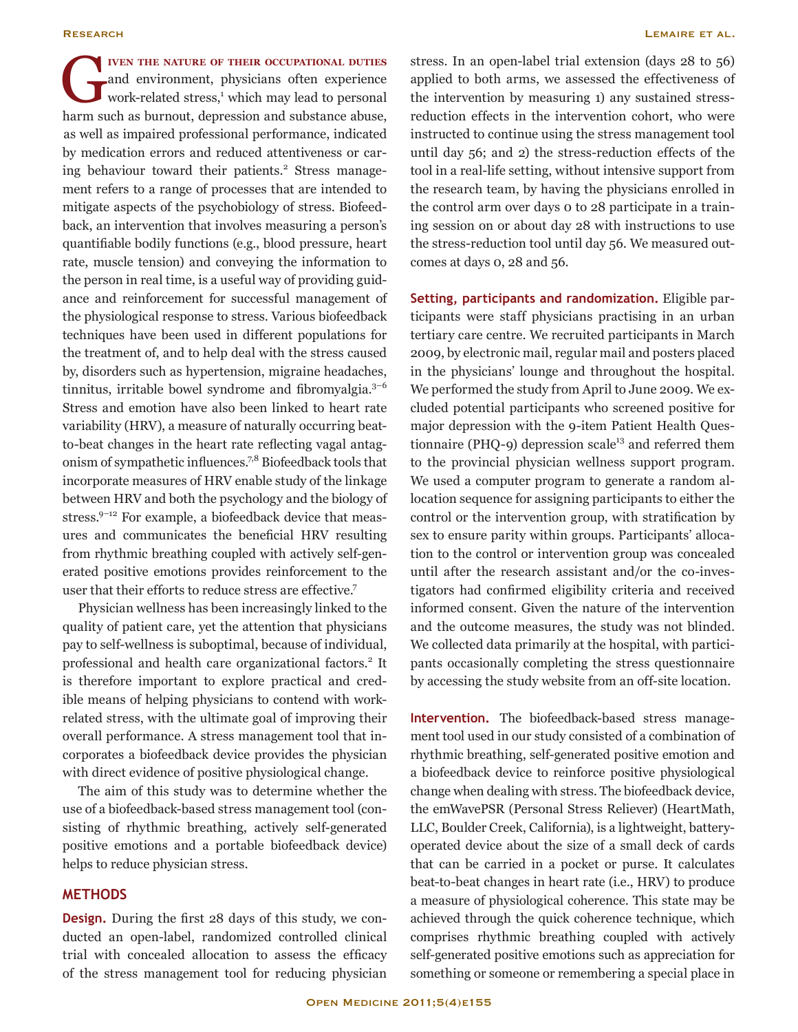Given the nature of their occupational duties and environment, physicians often experience work-related stress,[1] which may lead to personal harm such as burnout, depression and substance abuse, as well as impaired professional performance, indicated by medication errors and reduced attentiveness or caring behaviour toward their patients.[2] Stress management refers to a range of processes that are intended to mitigate aspects of the psychobiology of stress. Biofeedback, an intervention that involves measuring a person's quantifiable bodily functions (e.g., blood pressure, heart rate, muscle tension) and conveying the information to the person in real time, is a useful way of providing guidance and reinforcement for successful management of the physiological response to stress. Various biofeedback techniques have been used in different populations for the treatment of, and to help deal with the stress caused by, disorders such as hypertension, migraine headaches, tinnitus, irritable bowel syndrome and fibromyalgia.[3–6] Stress and emotion have also been linked to heart rate variability (HRV), a measure of naturally occurring beat-to-beat changes in the heart rate reflecting vagal antagonism of sympathetic influences.[7,8] Biofeedback tools that incorporate measures of HRV enable study of the linkage between HRV and both the psychology and the biology of stress.[9–12] For example, a biofeedback device that measures and communicates the beneficial HRV resulting from rhythmic breathing coupled with actively self-generated positive emotions provides reinforcement to the user that their efforts to reduce stress are effective.[7]

Physician wellness has been increasingly linked to the quality of patient care, yet the attention that physicians pay to self-wellness is suboptimal, because of individual, professional and health care organizational factors.[2] It is therefore important to explore practical and credible means of helping physicians to contend with work-related stress, with the ultimate goal of improving their overall performance. A stress management tool that incorporates a biofeedback device provides the physician with direct evidence of positive physiological change.

The aim of this study was to determine whether the use of a biofeedback-based stress management tool (consisting of rhythmic breathing, actively self-generated positive emotions and a portable biofeedback device) helps to reduce physician stress.

## METHODS

**Design.** During the first 28 days of this study, we conducted an open-label, randomized controlled clinical trial with concealed allocation to assess the efficacy of the stress management tool for reducing physician stress. In an open-label trial extension (days 28 to 56) applied to both arms, we assessed the effectiveness of the intervention by measuring 1) any sustained stress-reduction effects in the intervention cohort, who were instructed to continue using the stress management tool until day 56; and 2) the stress-reduction effects of the tool in a real-life setting, without intensive support from the research team, by having the physicians enrolled in the control arm over days 0 to 28 participate in a training session on or about day 28 with instructions to use the stress-reduction tool until day 56. We measured outcomes at days 0, 28 and 56.

**Setting, participants and randomization.** Eligible participants were staff physicians practising in an urban tertiary care centre. We recruited participants in March 2009, by electronic mail, regular mail and posters placed in the physicians' lounge and throughout the hospital. We performed the study from April to June 2009. We excluded potential participants who screened positive for major depression with the 9-item Patient Health Questionnaire (PHQ-9) depression scale[13] and referred them to the provincial physician wellness support program. We used a computer program to generate a random allocation sequence for assigning participants to either the control or the intervention group, with stratification by sex to ensure parity within groups. Participants' allocation to the control or intervention group was concealed until after the research assistant and/or the co-investigators had confirmed eligibility criteria and received informed consent. Given the nature of the intervention and the outcome measures, the study was not blinded. We collected data primarily at the hospital, with participants occasionally completing the stress questionnaire by accessing the study website from an off-site location.

**Intervention.** The biofeedback-based stress management tool used in our study consisted of a combination of rhythmic breathing, self-generated positive emotion and a biofeedback device to reinforce positive physiological change when dealing with stress. The biofeedback device, the emWavePSR (Personal Stress Reliever) (HeartMath, LLC, Boulder Creek, California), is a lightweight, battery-operated device about the size of a small deck of cards that can be carried in a pocket or purse. It calculates beat-to-beat changes in heart rate (i.e., HRV) to produce a measure of physiological coherence. This state may be achieved through the quick coherence technique, which comprises rhythmic breathing coupled with actively self-generated positive emotions such as appreciation for something or someone or remembering a special place in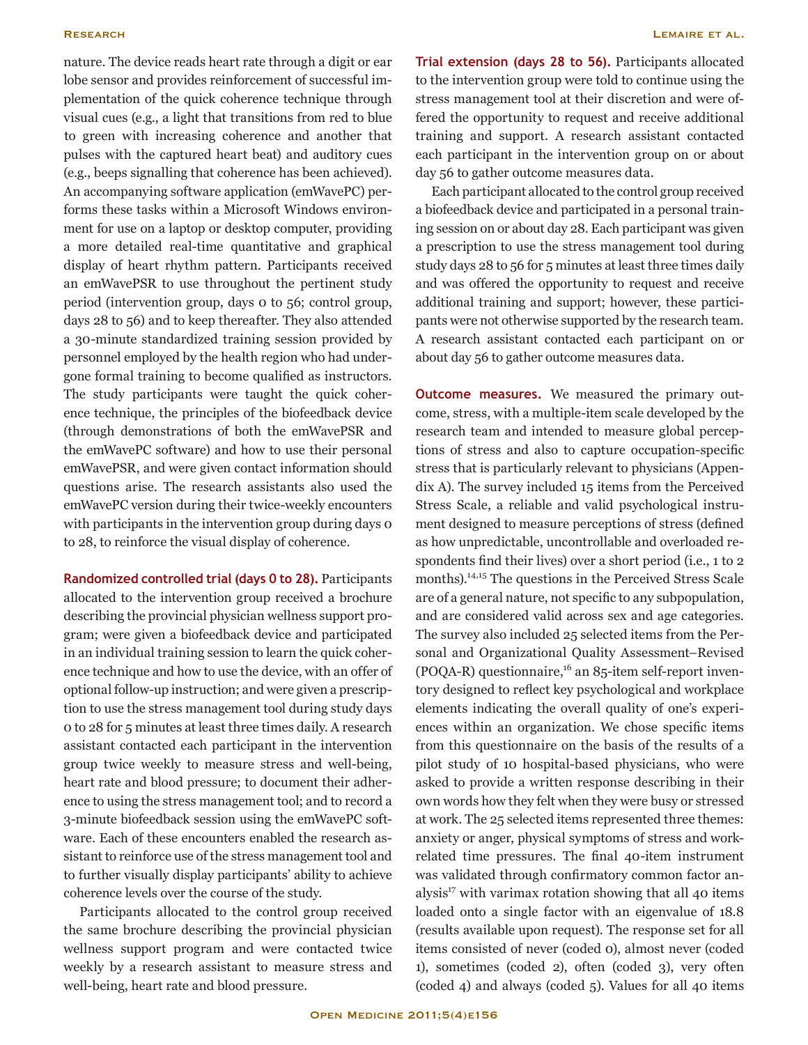nature. The device reads heart rate through a digit or ear lobe sensor and provides reinforcement of successful implementation of the quick coherence technique through visual cues (e.g., a light that transitions from red to blue to green with increasing coherence and another that pulses with the captured heart beat) and auditory cues (e.g., beeps signalling that coherence has been achieved). An accompanying software application (emWavePC) performs these tasks within a Microsoft Windows environment for use on a laptop or desktop computer, providing a more detailed real-time quantitative and graphical display of heart rhythm pattern. Participants received an emWavePSR to use throughout the pertinent study period (intervention group, days 0 to 56; control group, days 28 to 56) and to keep thereafter. They also attended a 30-minute standardized training session provided by personnel employed by the health region who had undergone formal training to become qualified as instructors. The study participants were taught the quick coherence technique, the principles of the biofeedback device (through demonstrations of both the emWavePSR and the emWavePC software) and how to use their personal emWavePSR, and were given contact information should questions arise. The research assistants also used the emWavePC version during their twice-weekly encounters with participants in the intervention group during days 0 to 28, to reinforce the visual display of coherence.

**Randomized controlled trial (days 0 to 28).** Participants allocated to the intervention group received a brochure describing the provincial physician wellness support program; were given a biofeedback device and participated in an individual training session to learn the quick coherence technique and how to use the device, with an offer of optional follow-up instruction; and were given a prescription to use the stress management tool during study days 0 to 28 for 5 minutes at least three times daily. A research assistant contacted each participant in the intervention group twice weekly to measure stress and well-being, heart rate and blood pressure; to document their adherence to using the stress management tool; and to record a 3-minute biofeedback session using the emWavePC software. Each of these encounters enabled the research assistant to reinforce use of the stress management tool and to further visually display participants' ability to achieve coherence levels over the course of the study.

Participants allocated to the control group received the same brochure describing the provincial physician wellness support program and were contacted twice weekly by a research assistant to measure stress and well-being, heart rate and blood pressure.

**Trial extension (days 28 to 56).** Participants allocated to the intervention group were told to continue using the stress management tool at their discretion and were offered the opportunity to request and receive additional training and support. A research assistant contacted each participant in the intervention group on or about day 56 to gather outcome measures data.

Each participant allocated to the control group received a biofeedback device and participated in a personal training session on or about day 28. Each participant was given a prescription to use the stress management tool during study days 28 to 56 for 5 minutes at least three times daily and was offered the opportunity to request and receive additional training and support; however, these participants were not otherwise supported by the research team. A research assistant contacted each participant on or about day 56 to gather outcome measures data.

**Outcome measures.** We measured the primary outcome, stress, with a multiple-item scale developed by the research team and intended to measure global perceptions of stress and also to capture occupation-specific stress that is particularly relevant to physicians (Appendix A). The survey included 15 items from the Perceived Stress Scale, a reliable and valid psychological instrument designed to measure perceptions of stress (defined as how unpredictable, uncontrollable and overloaded respondents find their lives) over a short period (i.e., 1 to 2 months).[14,15] The questions in the Perceived Stress Scale are of a general nature, not specific to any subpopulation, and are considered valid across sex and age categories. The survey also included 25 selected items from the Personal and Organizational Quality Assessment–Revised (POQA-R) questionnaire,[16] an 85-item self-report inventory designed to reflect key psychological and workplace elements indicating the overall quality of one's experiences within an organization. We chose specific items from this questionnaire on the basis of the results of a pilot study of 10 hospital-based physicians, who were asked to provide a written response describing in their own words how they felt when they were busy or stressed at work. The 25 selected items represented three themes: anxiety or anger, physical symptoms of stress and work-related time pressures. The final 40-item instrument was validated through confirmatory common factor analysis[17] with varimax rotation showing that all 40 items loaded onto a single factor with an eigenvalue of 18.8 (results available upon request). The response set for all items consisted of never (coded 0), almost never (coded 1), sometimes (coded 2), often (coded 3), very often (coded 4) and always (coded 5). Values for all 40 items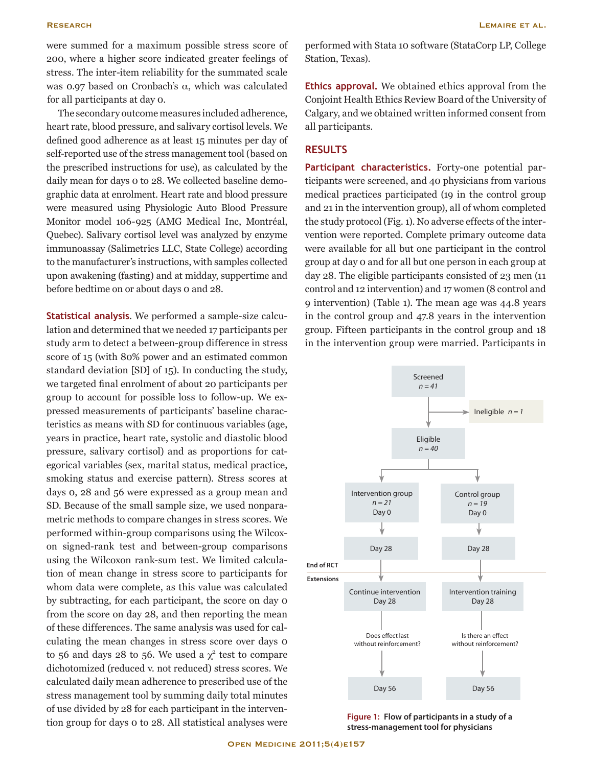were summed for a maximum possible stress score of 200, where a higher score indicated greater feelings of stress. The inter-item reliability for the summated scale was 0.97 based on Cronbach's $\alpha$, which was calculated for all participants at day 0.

The secondary outcome measures included adherence, heart rate, blood pressure, and salivary cortisol levels. We defined good adherence as at least 15 minutes per day of self-reported use of the stress management tool (based on the prescribed instructions for use), as calculated by the daily mean for days 0 to 28. We collected baseline demographic data at enrolment. Heart rate and blood pressure were measured using Physiologic Auto Blood Pressure Monitor model 106-925 (AMG Medical Inc, Montréal, Quebec). Salivary cortisol level was analyzed by enzyme immunoassay (Salimetrics LLC, State College) according to the manufacturer's instructions, with samples collected upon awakening (fasting) and at midday, suppertime and before bedtime on or about days 0 and 28.

**Statistical analysis.** We performed a sample-size calculation and determined that we needed 17 participants per study arm to detect a between-group difference in stress score of 15 (with 80% power and an estimated common standard deviation [SD] of 15). In conducting the study, we targeted final enrolment of about 20 participants per group to account for possible loss to follow-up. We expressed measurements of participants' baseline characteristics as means with SD for continuous variables (age, years in practice, heart rate, systolic and diastolic blood pressure, salivary cortisol) and as proportions for categorical variables (sex, marital status, medical practice, smoking status and exercise pattern). Stress scores at days 0, 28 and 56 were expressed as a group mean and SD. Because of the small sample size, we used nonparametric methods to compare changes in stress scores. We performed within-group comparisons using the Wilcoxon signed-rank test and between-group comparisons using the Wilcoxon rank-sum test. We limited calculation of mean change in stress score to participants for whom data were complete, as this value was calculated by subtracting, for each participant, the score on day 0 from the score on day 28, and then reporting the mean of these differences. The same analysis was used for calculating the mean changes in stress score over days 0 to 56 and days 28 to 56. We used a $\chi^2$ test to compare dichotomized (reduced v. not reduced) stress scores. We calculated daily mean adherence to prescribed use of the stress management tool by summing daily total minutes of use divided by 28 for each participant in the intervention group for days 0 to 28. All statistical analyses were performed with Stata 10 software (StataCorp LP, College Station, Texas).

**Ethics approval.** We obtained ethics approval from the Conjoint Health Ethics Review Board of the University of Calgary, and we obtained written informed consent from all participants.

## RESULTS

**Participant characteristics.** Forty-one potential participants were screened, and 40 physicians from various medical practices participated (19 in the control group and 21 in the intervention group), all of whom completed the study protocol (Fig. 1). No adverse effects of the intervention were reported. Complete primary outcome data were available for all but one participant in the control group at day 0 and for all but one person in each group at day 28. The eligible participants consisted of 23 men (11 control and 12 intervention) and 17 women (8 control and 9 intervention) (Table 1). The mean age was 44.8 years in the control group and 47.8 years in the intervention group. Fifteen participants in the control group and 18 in the intervention group were married. Participants in

Screened
*n = 41*

Ineligible *n = 1*

Eligible
*n = 40*

| Intervention group | Control group |
|---|---|
| *n = 21* | *n = 19* |
| Day 0 | Day 0 |
| Day 28 | Day 28 |
| **End of RCT** | |
| **Extensions** | |
| Continue intervention Day 28 | Intervention training Day 28 |
| Does effect last without reinforcement? | Is there an effect without reinforcement? |
| Day 56 | Day 56 |

**Figure 1: Flow of participants in a study of a stress-management tool for physicians**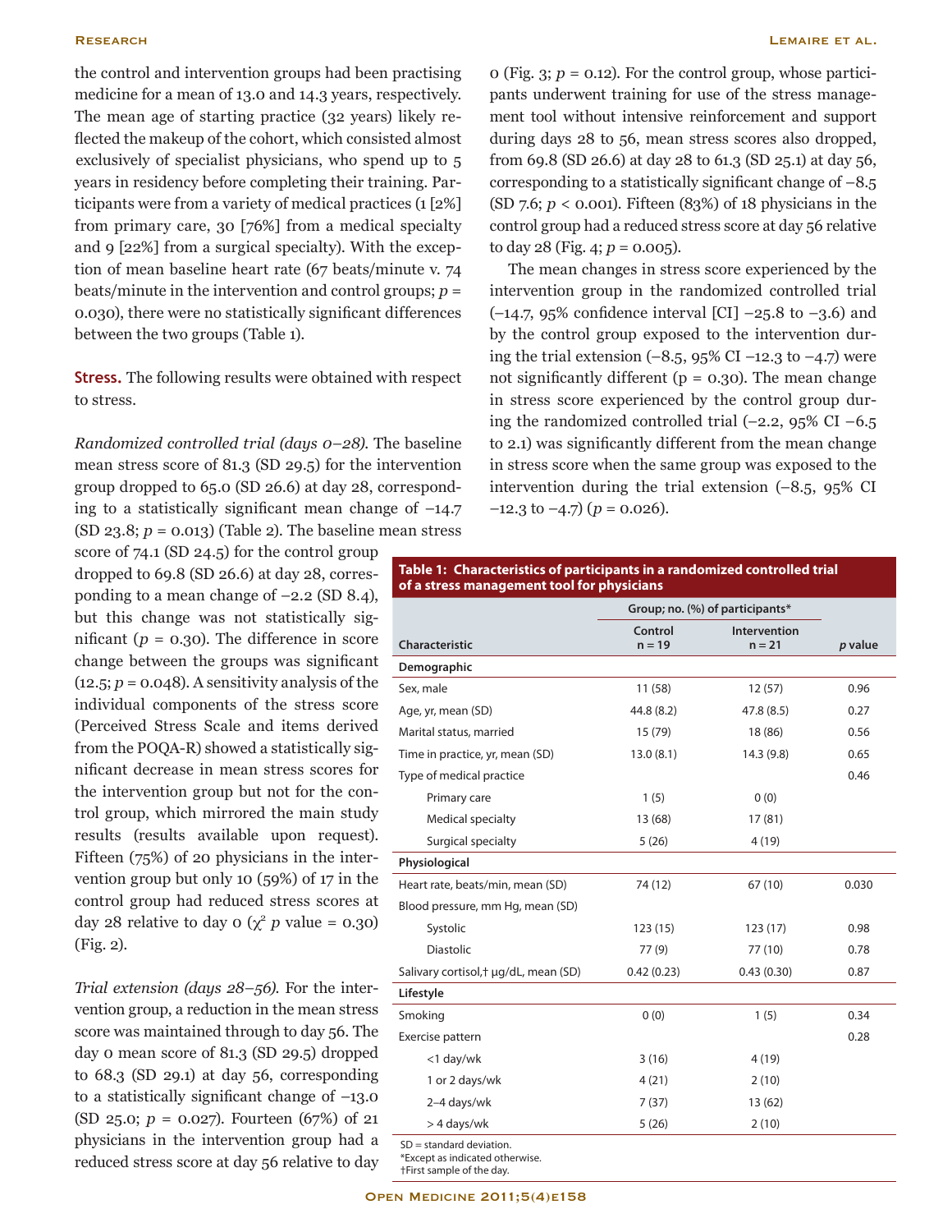the control and intervention groups had been practising medicine for a mean of 13.0 and 14.3 years, respectively. The mean age of starting practice (32 years) likely reflected the makeup of the cohort, which consisted almost exclusively of specialist physicians, who spend up to 5 years in residency before completing their training. Participants were from a variety of medical practices (1 [2%] from primary care, 30 [76%] from a medical specialty and 9 [22%] from a surgical specialty). With the exception of mean baseline heart rate (67 beats/minute v. 74 beats/minute in the intervention and control groups; $p$ = 0.030), there were no statistically significant differences between the two groups (Table 1).

**Stress.** The following results were obtained with respect to stress.

*Randomized controlled trial (days 0–28).* The baseline mean stress score of 81.3 (SD 29.5) for the intervention group dropped to 65.0 (SD 26.6) at day 28, corresponding to a statistically significant mean change of –14.7 (SD 23.8; $p$ = 0.013) (Table 2). The baseline mean stress score of 74.1 (SD 24.5) for the control group dropped to 69.8 (SD 26.6) at day 28, corresponding to a mean change of –2.2 (SD 8.4), but this change was not statistically significant ($p$ = 0.30). The difference in score change between the groups was significant (12.5; $p$ = 0.048). A sensitivity analysis of the individual components of the stress score (Perceived Stress Scale and items derived from the POQA-R) showed a statistically significant decrease in mean stress scores for the intervention group but not for the control group, which mirrored the main study results (results available upon request). Fifteen (75%) of 20 physicians in the intervention group but only 10 (59%) of 17 in the control group had reduced stress scores at day 28 relative to day 0 ($\chi^2$ $p$ value = 0.30) (Fig. 2).

*Trial extension (days 28–56).* For the intervention group, a reduction in the mean stress score was maintained through to day 56. The day 0 mean score of 81.3 (SD 29.5) dropped to 68.3 (SD 29.1) at day 56, corresponding to a statistically significant change of –13.0 (SD 25.0; $p$ = 0.027). Fourteen (67%) of 21 physicians in the intervention group had a reduced stress score at day 56 relative to day 0 (Fig. 3; $p$ = 0.12). For the control group, whose participants underwent training for use of the stress management tool without intensive reinforcement and support during days 28 to 56, mean stress scores also dropped, from 69.8 (SD 26.6) at day 28 to 61.3 (SD 25.1) at day 56, corresponding to a statistically significant change of –8.5 (SD 7.6; $p$ < 0.001). Fifteen (83%) of 18 physicians in the control group had a reduced stress score at day 56 relative to day 28 (Fig. 4; $p$ = 0.005).

The mean changes in stress score experienced by the intervention group in the randomized controlled trial (–14.7, 95% confidence interval [CI] –25.8 to –3.6) and by the control group exposed to the intervention during the trial extension (–8.5, 95% CI –12.3 to –4.7) were not significantly different (p = 0.30). The mean change in stress score experienced by the control group during the randomized controlled trial (–2.2, 95% CI –6.5 to 2.1) was significantly different from the mean change in stress score when the same group was exposed to the intervention during the trial extension (–8.5, 95% CI –12.3 to –4.7) ($p$ = 0.026).

**Table 1: Characteristics of participants in a randomized controlled trial of a stress management tool for physicians**

| Characteristic | Group; no. (%) of participants* | | $p$ value |
|---|---|---|---|
| | Control n = 19 | Intervention n = 21 | |
| **Demographic** | | | |
| Sex, male | 11 (58) | 12 (57) | 0.96 |
| Age, yr, mean (SD) | 44.8 (8.2) | 47.8 (8.5) | 0.27 |
| Marital status, married | 15 (79) | 18 (86) | 0.56 |
| Time in practice, yr, mean (SD) | 13.0 (8.1) | 14.3 (9.8) | 0.65 |
| Type of medical practice | | | 0.46 |
| Primary care | 1 (5) | 0 (0) | |
| Medical specialty | 13 (68) | 17 (81) | |
| Surgical specialty | 5 (26) | 4 (19) | |
| **Physiological** | | | |
| Heart rate, beats/min, mean (SD) | 74 (12) | 67 (10) | 0.030 |
| Blood pressure, mm Hg, mean (SD) | | | |
| Systolic | 123 (15) | 123 (17) | 0.98 |
| Diastolic | 77 (9) | 77 (10) | 0.78 |
| Salivary cortisol,† µg/dL, mean (SD) | 0.42 (0.23) | 0.43 (0.30) | 0.87 |
| **Lifestyle** | | | |
| Smoking | 0 (0) | 1 (5) | 0.34 |
| Exercise pattern | | | 0.28 |
| <1 day/wk | 3 (16) | 4 (19) | |
| 1 or 2 days/wk | 4 (21) | 2 (10) | |
| 2–4 days/wk | 7 (37) | 13 (62) | |
| > 4 days/wk | 5 (26) | 2 (10) | |

SD = standard deviation.
*Except as indicated otherwise.
†First sample of the day.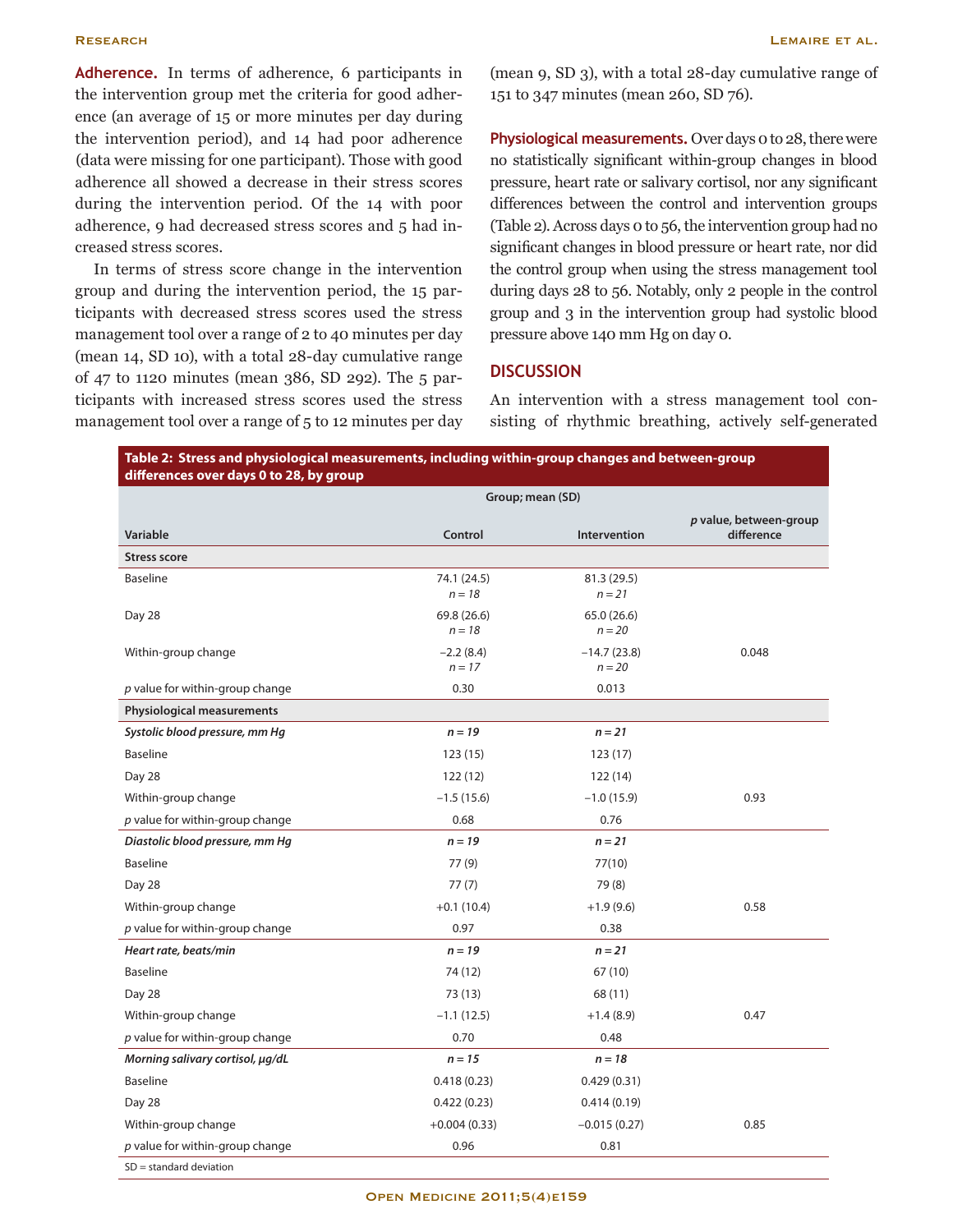**Adherence.** In terms of adherence, 6 participants in the intervention group met the criteria for good adherence (an average of 15 or more minutes per day during the intervention period), and 14 had poor adherence (data were missing for one participant). Those with good adherence all showed a decrease in their stress scores during the intervention period. Of the 14 with poor adherence, 9 had decreased stress scores and 5 had increased stress scores.

In terms of stress score change in the intervention group and during the intervention period, the 15 participants with decreased stress scores used the stress management tool over a range of 2 to 40 minutes per day (mean 14, SD 10), with a total 28-day cumulative range of 47 to 1120 minutes (mean 386, SD 292). The 5 participants with increased stress scores used the stress management tool over a range of 5 to 12 minutes per day (mean 9, SD 3), with a total 28-day cumulative range of 151 to 347 minutes (mean 260, SD 76).

**Physiological measurements.** Over days 0 to 28, there were no statistically significant within-group changes in blood pressure, heart rate or salivary cortisol, nor any significant differences between the control and intervention groups (Table 2). Across days 0 to 56, the intervention group had no significant changes in blood pressure or heart rate, nor did the control group when using the stress management tool during days 28 to 56. Notably, only 2 people in the control group and 3 in the intervention group had systolic blood pressure above 140 mm Hg on day 0.

## DISCUSSION

An intervention with a stress management tool consisting of rhythmic breathing, actively self-generated

**Table 2: Stress and physiological measurements, including within-group changes and between-group differences over days 0 to 28, by group**

| Variable | Group; mean (SD) Control | Intervention | *p* value, between-group difference |
|---|---|---|---|
| **Stress score** | | | |
| Baseline | 74.1 (24.5) *n = 18* | 81.3 (29.5) *n = 21* | |
| Day 28 | 69.8 (26.6) *n = 18* | 65.0 (26.6) *n = 20* | |
| Within-group change | −2.2 (8.4) *n = 17* | −14.7 (23.8) *n = 20* | 0.048 |
| *p* value for within-group change | 0.30 | 0.013 | |
| **Physiological measurements** | | | |
| ***Systolic blood pressure, mm Hg*** | ***n = 19*** | ***n = 21*** | |
| Baseline | 123 (15) | 123 (17) | |
| Day 28 | 122 (12) | 122 (14) | |
| Within-group change | −1.5 (15.6) | −1.0 (15.9) | 0.93 |
| *p* value for within-group change | 0.68 | 0.76 | |
| ***Diastolic blood pressure, mm Hg*** | ***n = 19*** | ***n = 21*** | |
| Baseline | 77 (9) | 77(10) | |
| Day 28 | 77 (7) | 79 (8) | |
| Within-group change | +0.1 (10.4) | +1.9 (9.6) | 0.58 |
| *p* value for within-group change | 0.97 | 0.38 | |
| ***Heart rate, beats/min*** | ***n = 19*** | ***n = 21*** | |
| Baseline | 74 (12) | 67 (10) | |
| Day 28 | 73 (13) | 68 (11) | |
| Within-group change | −1.1 (12.5) | +1.4 (8.9) | 0.47 |
| *p* value for within-group change | 0.70 | 0.48 | |
| ***Morning salivary cortisol, μg/dL*** | ***n = 15*** | ***n = 18*** | |
| Baseline | 0.418 (0.23) | 0.429 (0.31) | |
| Day 28 | 0.422 (0.23) | 0.414 (0.19) | |
| Within-group change | +0.004 (0.33) | −0.015 (0.27) | 0.85 |
| *p* value for within-group change | 0.96 | 0.81 | |

SD = standard deviation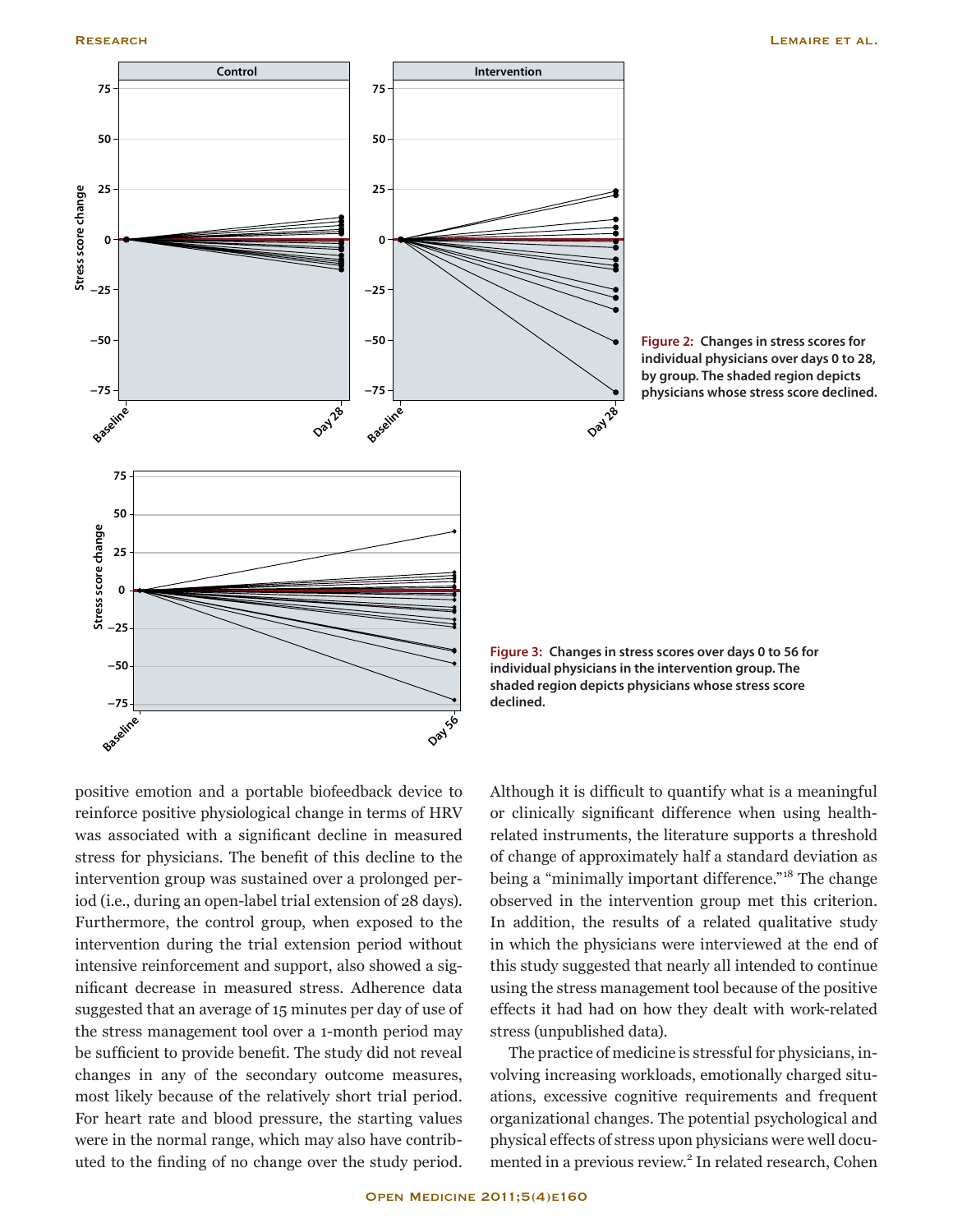Figure 2: Changes in stress scores for individual physicians over days 0 to 28, by group. The shaded region depicts physicians whose stress score declined.

Figure 3: Changes in stress scores over days 0 to 56 for individual physicians in the intervention group. The shaded region depicts physicians whose stress score declined.

positive emotion and a portable biofeedback device to reinforce positive physiological change in terms of HRV was associated with a significant decline in measured stress for physicians. The benefit of this decline to the intervention group was sustained over a prolonged period (i.e., during an open-label trial extension of 28 days). Furthermore, the control group, when exposed to the intervention during the trial extension period without intensive reinforcement and support, also showed a significant decrease in measured stress. Adherence data suggested that an average of 15 minutes per day of use of the stress management tool over a 1-month period may be sufficient to provide benefit. The study did not reveal changes in any of the secondary outcome measures, most likely because of the relatively short trial period. For heart rate and blood pressure, the starting values were in the normal range, which may also have contributed to the finding of no change over the study period.

Although it is difficult to quantify what is a meaningful or clinically significant difference when using health-related instruments, the literature supports a threshold of change of approximately half a standard deviation as being a "minimally important difference."[18] The change observed in the intervention group met this criterion. In addition, the results of a related qualitative study in which the physicians were interviewed at the end of this study suggested that nearly all intended to continue using the stress management tool because of the positive effects it had had on how they dealt with work-related stress (unpublished data).

The practice of medicine is stressful for physicians, involving increasing workloads, emotionally charged situations, excessive cognitive requirements and frequent organizational changes. The potential psychological and physical effects of stress upon physicians were well documented in a previous review.[2] In related research, Cohen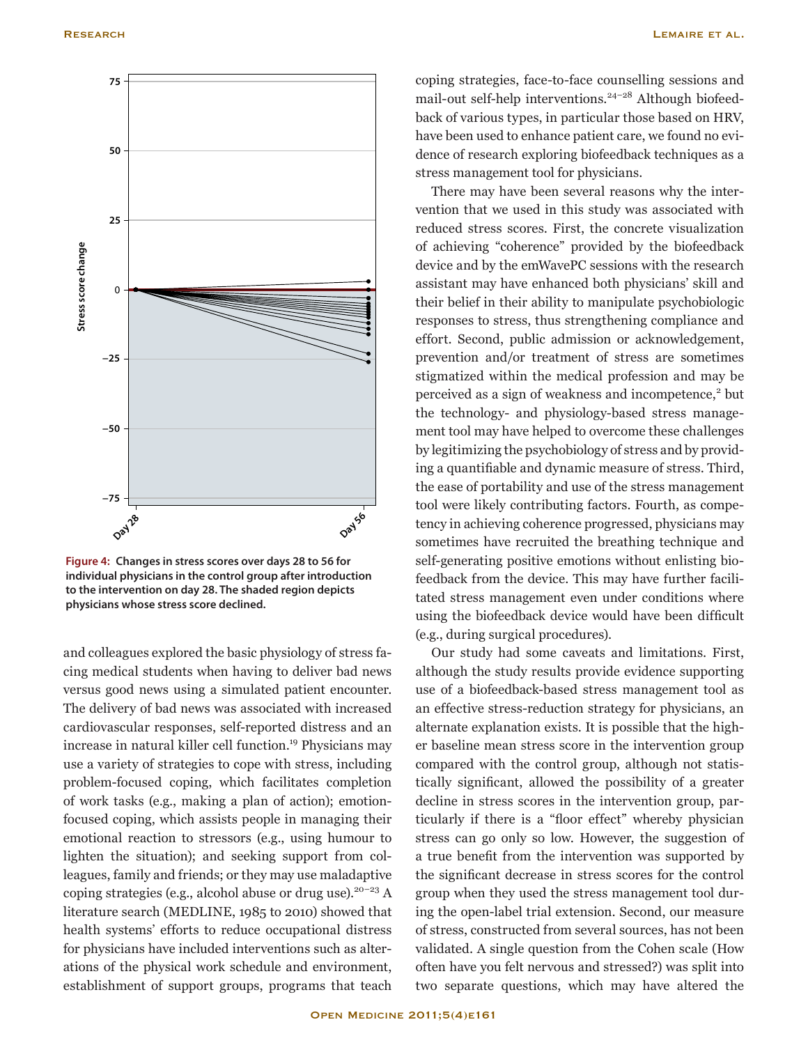**Figure 4: Changes in stress scores over days 28 to 56 for individual physicians in the control group after introduction to the intervention on day 28. The shaded region depicts physicians whose stress score declined.**

and colleagues explored the basic physiology of stress facing medical students when having to deliver bad news versus good news using a simulated patient encounter. The delivery of bad news was associated with increased cardiovascular responses, self-reported distress and an increase in natural killer cell function.[19] Physicians may use a variety of strategies to cope with stress, including problem-focused coping, which facilitates completion of work tasks (e.g., making a plan of action); emotion-focused coping, which assists people in managing their emotional reaction to stressors (e.g., using humour to lighten the situation); and seeking support from colleagues, family and friends; or they may use maladaptive coping strategies (e.g., alcohol abuse or drug use).[20–23] A literature search (MEDLINE, 1985 to 2010) showed that health systems' efforts to reduce occupational distress for physicians have included interventions such as alterations of the physical work schedule and environment, establishment of support groups, programs that teach coping strategies, face-to-face counselling sessions and mail-out self-help interventions.[24–28] Although biofeedback of various types, in particular those based on HRV, have been used to enhance patient care, we found no evidence of research exploring biofeedback techniques as a stress management tool for physicians.

There may have been several reasons why the intervention that we used in this study was associated with reduced stress scores. First, the concrete visualization of achieving "coherence" provided by the biofeedback device and by the emWavePC sessions with the research assistant may have enhanced both physicians' skill and their belief in their ability to manipulate psychobiologic responses to stress, thus strengthening compliance and effort. Second, public admission or acknowledgement, prevention and/or treatment of stress are sometimes stigmatized within the medical profession and may be perceived as a sign of weakness and incompetence,[2] but the technology- and physiology-based stress management tool may have helped to overcome these challenges by legitimizing the psychobiology of stress and by providing a quantifiable and dynamic measure of stress. Third, the ease of portability and use of the stress management tool were likely contributing factors. Fourth, as competency in achieving coherence progressed, physicians may sometimes have recruited the breathing technique and self-generating positive emotions without enlisting biofeedback from the device. This may have further facilitated stress management even under conditions where using the biofeedback device would have been difficult (e.g., during surgical procedures).

Our study had some caveats and limitations. First, although the study results provide evidence supporting use of a biofeedback-based stress management tool as an effective stress-reduction strategy for physicians, an alternate explanation exists. It is possible that the higher baseline mean stress score in the intervention group compared with the control group, although not statistically significant, allowed the possibility of a greater decline in stress scores in the intervention group, particularly if there is a "floor effect" whereby physician stress can go only so low. However, the suggestion of a true benefit from the intervention was supported by the significant decrease in stress scores for the control group when they used the stress management tool during the open-label trial extension. Second, our measure of stress, constructed from several sources, has not been validated. A single question from the Cohen scale (How often have you felt nervous and stressed?) was split into two separate questions, which may have altered the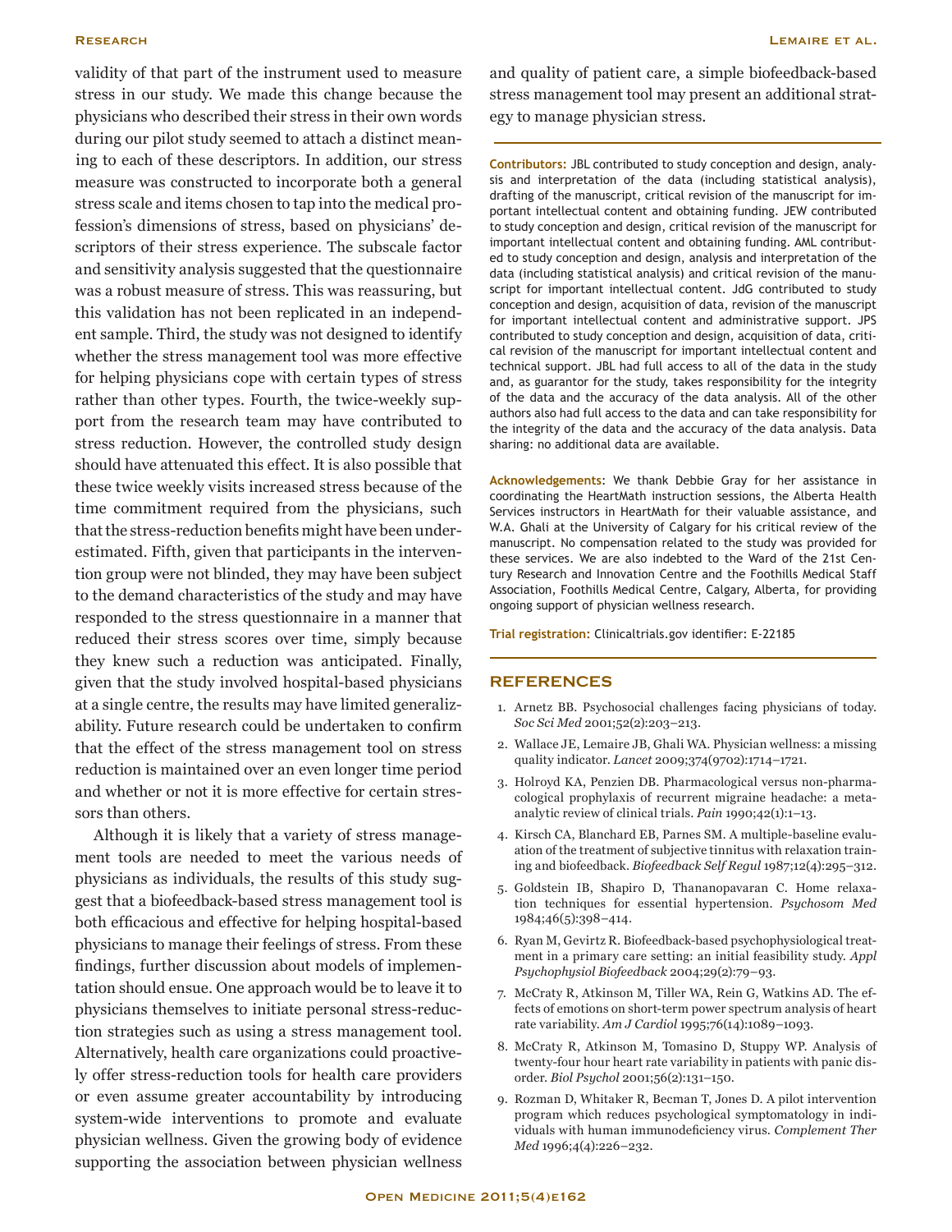validity of that part of the instrument used to measure stress in our study. We made this change because the physicians who described their stress in their own words during our pilot study seemed to attach a distinct meaning to each of these descriptors. In addition, our stress measure was constructed to incorporate both a general stress scale and items chosen to tap into the medical profession's dimensions of stress, based on physicians' descriptors of their stress experience. The subscale factor and sensitivity analysis suggested that the questionnaire was a robust measure of stress. This was reassuring, but this validation has not been replicated in an independent sample. Third, the study was not designed to identify whether the stress management tool was more effective for helping physicians cope with certain types of stress rather than other types. Fourth, the twice-weekly support from the research team may have contributed to stress reduction. However, the controlled study design should have attenuated this effect. It is also possible that these twice weekly visits increased stress because of the time commitment required from the physicians, such that the stress-reduction benefits might have been underestimated. Fifth, given that participants in the intervention group were not blinded, they may have been subject to the demand characteristics of the study and may have responded to the stress questionnaire in a manner that reduced their stress scores over time, simply because they knew such a reduction was anticipated. Finally, given that the study involved hospital-based physicians at a single centre, the results may have limited generalizability. Future research could be undertaken to confirm that the effect of the stress management tool on stress reduction is maintained over an even longer time period and whether or not it is more effective for certain stressors than others.

Although it is likely that a variety of stress management tools are needed to meet the various needs of physicians as individuals, the results of this study suggest that a biofeedback-based stress management tool is both efficacious and effective for helping hospital-based physicians to manage their feelings of stress. From these findings, further discussion about models of implementation should ensue. One approach would be to leave it to physicians themselves to initiate personal stress-reduction strategies such as using a stress management tool. Alternatively, health care organizations could proactively offer stress-reduction tools for health care providers or even assume greater accountability by introducing system-wide interventions to promote and evaluate physician wellness. Given the growing body of evidence supporting the association between physician wellness and quality of patient care, a simple biofeedback-based stress management tool may present an additional strategy to manage physician stress.

**Contributors:** JBL contributed to study conception and design, analysis and interpretation of the data (including statistical analysis), drafting of the manuscript, critical revision of the manuscript for important intellectual content and obtaining funding. JEW contributed to study conception and design, critical revision of the manuscript for important intellectual content and obtaining funding. AML contributed to study conception and design, analysis and interpretation of the data (including statistical analysis) and critical revision of the manuscript for important intellectual content. JdG contributed to study conception and design, acquisition of data, revision of the manuscript for important intellectual content and administrative support. JPS contributed to study conception and design, acquisition of data, critical revision of the manuscript for important intellectual content and technical support. JBL had full access to all of the data in the study and, as guarantor for the study, takes responsibility for the integrity of the data and the accuracy of the data analysis. All of the other authors also had full access to the data and can take responsibility for the integrity of the data and the accuracy of the data analysis. Data sharing: no additional data are available.

**Acknowledgements**: We thank Debbie Gray for her assistance in coordinating the HeartMath instruction sessions, the Alberta Health Services instructors in HeartMath for their valuable assistance, and W.A. Ghali at the University of Calgary for his critical review of the manuscript. No compensation related to the study was provided for these services. We are also indebted to the Ward of the 21st Century Research and Innovation Centre and the Foothills Medical Staff Association, Foothills Medical Centre, Calgary, Alberta, for providing ongoing support of physician wellness research.

**Trial registration:** Clinicaltrials.gov identifier: E-22185

## REFERENCES

1. Arnetz BB. Psychosocial challenges facing physicians of today. *Soc Sci Med* 2001;52(2):203–213.
2. Wallace JE, Lemaire JB, Ghali WA. Physician wellness: a missing quality indicator. *Lancet* 2009;374(9702):1714–1721.
3. Holroyd KA, Penzien DB. Pharmacological versus non-pharmacological prophylaxis of recurrent migraine headache: a meta-analytic review of clinical trials. *Pain* 1990;42(1):1–13.
4. Kirsch CA, Blanchard EB, Parnes SM. A multiple-baseline evaluation of the treatment of subjective tinnitus with relaxation training and biofeedback. *Biofeedback Self Regul* 1987;12(4):295–312.
5. Goldstein IB, Shapiro D, Thananopavaran C. Home relaxation techniques for essential hypertension. *Psychosom Med* 1984;46(5):398–414.
6. Ryan M, Gevirtz R. Biofeedback-based psychophysiological treatment in a primary care setting: an initial feasibility study. *Appl Psychophysiol Biofeedback* 2004;29(2):79–93.
7. McCraty R, Atkinson M, Tiller WA, Rein G, Watkins AD. The effects of emotions on short-term power spectrum analysis of heart rate variability. *Am J Cardiol* 1995;76(14):1089–1093.
8. McCraty R, Atkinson M, Tomasino D, Stuppy WP. Analysis of twenty-four hour heart rate variability in patients with panic disorder. *Biol Psychol* 2001;56(2):131–150.
9. Rozman D, Whitaker R, Becman T, Jones D. A pilot intervention program which reduces psychological symptomatology in individuals with human immunodeficiency virus. *Complement Ther Med* 1996;4(4):226–232.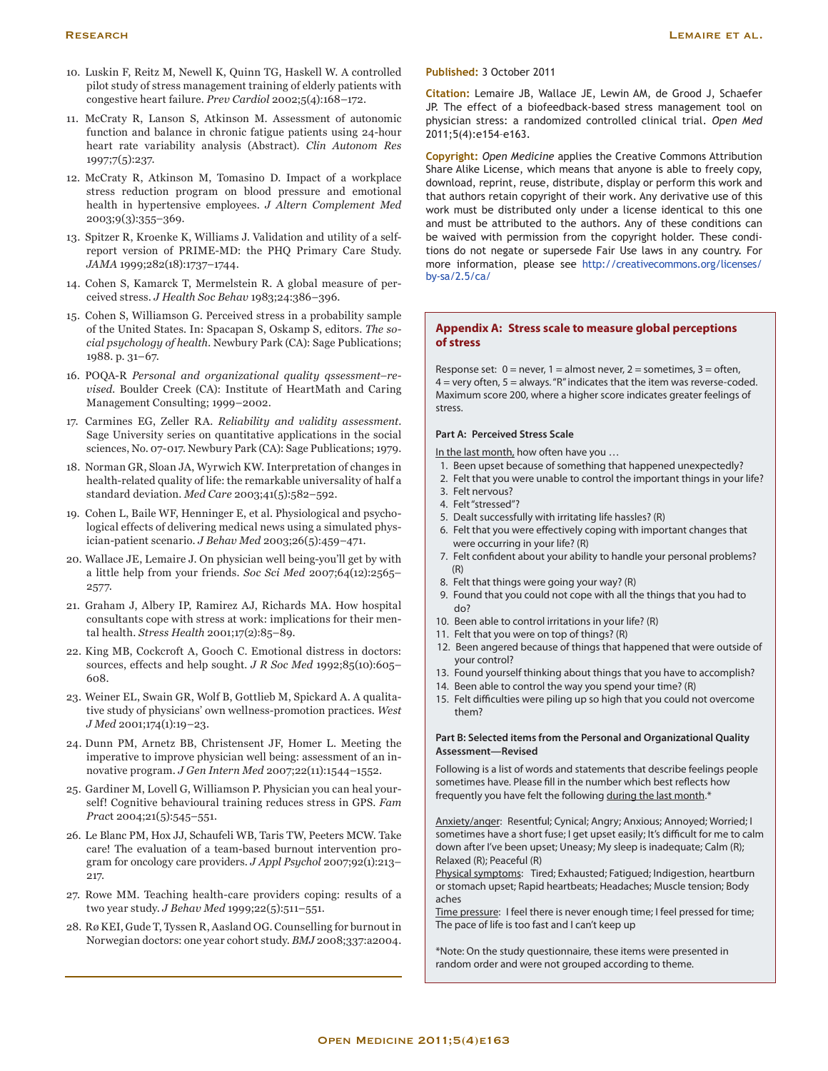10. Luskin F, Reitz M, Newell K, Quinn TG, Haskell W. A controlled pilot study of stress management training of elderly patients with congestive heart failure. *Prev Cardiol* 2002;5(4):168–172.
11. McCraty R, Lanson S, Atkinson M. Assessment of autonomic function and balance in chronic fatigue patients using 24-hour heart rate variability analysis (Abstract). *Clin Autonom Res* 1997;7(5):237.
12. McCraty R, Atkinson M, Tomasino D. Impact of a workplace stress reduction program on blood pressure and emotional health in hypertensive employees. *J Altern Complement Med* 2003;9(3):355–369.
13. Spitzer R, Kroenke K, Williams J. Validation and utility of a self-report version of PRIME-MD: the PHQ Primary Care Study. *JAMA* 1999;282(18):1737–1744.
14. Cohen S, Kamarck T, Mermelstein R. A global measure of perceived stress. *J Health Soc Behav* 1983;24:386–396.
15. Cohen S, Williamson G. Perceived stress in a probability sample of the United States. In: Spacapan S, Oskamp S, editors. *The social psychology of health*. Newbury Park (CA): Sage Publications; 1988. p. 31–67.
16. POQA-R *Personal and organizational quality qssessment–revised*. Boulder Creek (CA): Institute of HeartMath and Caring Management Consulting; 1999–2002.
17. Carmines EG, Zeller RA. *Reliability and validity assessment*. Sage University series on quantitative applications in the social sciences, No. 07-017. Newbury Park (CA): Sage Publications; 1979.
18. Norman GR, Sloan JA, Wyrwich KW. Interpretation of changes in health-related quality of life: the remarkable universality of half a standard deviation. *Med Care* 2003;41(5):582–592.
19. Cohen L, Baile WF, Henninger E, et al. Physiological and psychological effects of delivering medical news using a simulated physician-patient scenario. *J Behav Med* 2003;26(5):459–471.
20. Wallace JE, Lemaire J. On physician well being-you'll get by with a little help from your friends. *Soc Sci Med* 2007;64(12):2565–2577.
21. Graham J, Albery IP, Ramirez AJ, Richards MA. How hospital consultants cope with stress at work: implications for their mental health. *Stress Health* 2001;17(2):85–89.
22. King MB, Cockcroft A, Gooch C. Emotional distress in doctors: sources, effects and help sought. *J R Soc Med* 1992;85(10):605–608.
23. Weiner EL, Swain GR, Wolf B, Gottlieb M, Spickard A. A qualitative study of physicians' own wellness-promotion practices. *West J Med* 2001;174(1):19–23.
24. Dunn PM, Arnetz BB, Christensent JF, Homer L. Meeting the imperative to improve physician well being: assessment of an innovative program. *J Gen Intern Med* 2007;22(11):1544–1552.
25. Gardiner M, Lovell G, Williamson P. Physician you can heal yourself! Cognitive behavioural training reduces stress in GPS. *Fam Pract* 2004;21(5):545–551.
26. Le Blanc PM, Hox JJ, Schaufeli WB, Taris TW, Peeters MCW. Take care! The evaluation of a team-based burnout intervention program for oncology care providers. *J Appl Psychol* 2007;92(1):213–217.
27. Rowe MM. Teaching health-care providers coping: results of a two year study. *J Behav Med* 1999;22(5):511–551.
28. Rø KEI, Gude T, Tyssen R, Aasland OG. Counselling for burnout in Norwegian doctors: one year cohort study. *BMJ* 2008;337:a2004.

**Published:** 3 October 2011

**Citation:** Lemaire JB, Wallace JE, Lewin AM, de Grood J, Schaefer JP. The effect of a biofeedback-based stress management tool on physician stress: a randomized controlled clinical trial. *Open Med* 2011;5(4):e154-e163.

**Copyright:** *Open Medicine* applies the Creative Commons Attribution Share Alike License, which means that anyone is able to freely copy, download, reprint, reuse, distribute, display or perform this work and that authors retain copyright of their work. Any derivative use of this work must be distributed only under a license identical to this one and must be attributed to the authors. Any of these conditions can be waived with permission from the copyright holder. These conditions do not negate or supersede Fair Use laws in any country. For more information, please see http://creativecommons.org/licenses/by-sa/2.5/ca/

## Appendix A: Stress scale to measure global perceptions of stress

Response set: 0 = never, 1 = almost never, 2 = sometimes, 3 = often, 4 = very often, 5 = always. "R" indicates that the item was reverse-coded. Maximum score 200, where a higher score indicates greater feelings of stress.

**Part A: Perceived Stress Scale**

In the last month, how often have you …

1. Been upset because of something that happened unexpectedly?
2. Felt that you were unable to control the important things in your life?
3. Felt nervous?
4. Felt "stressed"?
5. Dealt successfully with irritating life hassles? (R)
6. Felt that you were effectively coping with important changes that were occurring in your life? (R)
7. Felt confident about your ability to handle your personal problems? (R)
8. Felt that things were going your way? (R)
9. Found that you could not cope with all the things that you had to do?
10. Been able to control irritations in your life? (R)
11. Felt that you were on top of things? (R)
12. Been angered because of things that happened that were outside of your control?
13. Found yourself thinking about things that you have to accomplish?
14. Been able to control the way you spend your time? (R)
15. Felt difficulties were piling up so high that you could not overcome them?

**Part B: Selected items from the Personal and Organizational Quality Assessment—Revised**

Following is a list of words and statements that describe feelings people sometimes have. Please fill in the number which best reflects how frequently you have felt the following during the last month.*

Anxiety/anger: Resentful; Cynical; Angry; Anxious; Annoyed; Worried; I sometimes have a short fuse; I get upset easily; It's difficult for me to calm down after I've been upset; Uneasy; My sleep is inadequate; Calm (R); Relaxed (R); Peaceful (R)

Physical symptoms: Tired; Exhausted; Fatigued; Indigestion, heartburn or stomach upset; Rapid heartbeats; Headaches; Muscle tension; Body aches

Time pressure: I feel there is never enough time; I feel pressed for time; The pace of life is too fast and I can't keep up

*Note: On the study questionnaire, these items were presented in random order and were not grouped according to theme.